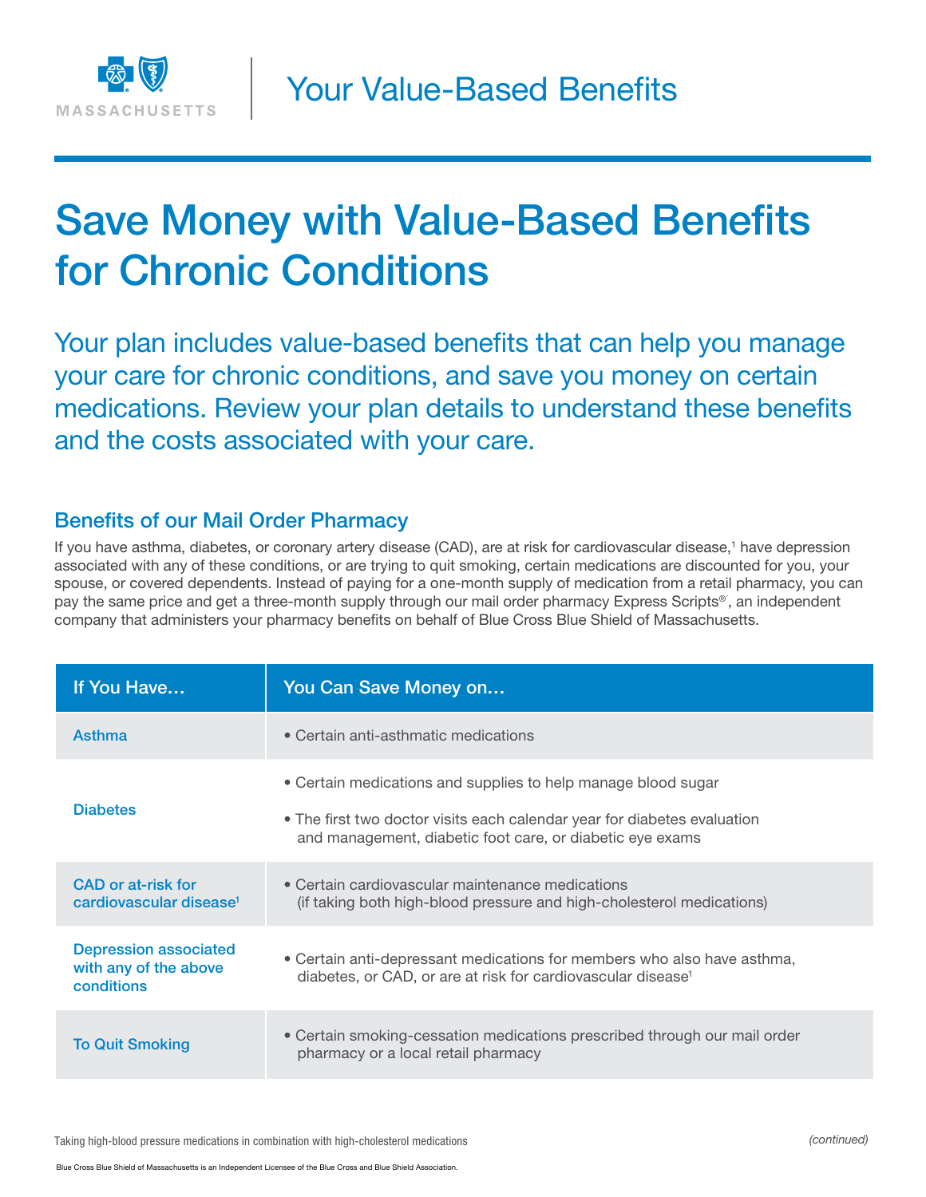MASSACHUSETTS

Your Value-Based Benefits

# Save Money with Value-Based Benefits for Chronic Conditions

Your plan includes value-based benefits that can help you manage your care for chronic conditions, and save you money on certain medications. Review your plan details to understand these benefits and the costs associated with your care.

## Benefits of our Mail Order Pharmacy

If you have asthma, diabetes, or coronary artery disease (CAD), are at risk for cardiovascular disease,[1] have depression associated with any of these conditions, or are trying to quit smoking, certain medications are discounted for you, your spouse, or covered dependents. Instead of paying for a one-month supply of medication from a retail pharmacy, you can pay the same price and get a three-month supply through our mail order pharmacy Express Scripts®, an independent company that administers your pharmacy benefits on behalf of Blue Cross Blue Shield of Massachusetts.

| If You Have… | You Can Save Money on… |
| --- | --- |
| Asthma | • Certain anti-asthmatic medications |
| Diabetes | • Certain medications and supplies to help manage blood sugar<br>• The first two doctor visits each calendar year for diabetes evaluation and management, diabetic foot care, or diabetic eye exams |
| CAD or at-risk for cardiovascular disease[1] | • Certain cardiovascular maintenance medications (if taking both high-blood pressure and high-cholesterol medications) |
| Depression associated with any of the above conditions | • Certain anti-depressant medications for members who also have asthma, diabetes, or CAD, or are at risk for cardiovascular disease[1] |
| To Quit Smoking | • Certain smoking-cessation medications prescribed through our mail order pharmacy or a local retail pharmacy |

[1] Taking high-blood pressure medications in combination with high-cholesterol medications

*(continued)*

Blue Cross Blue Shield of Massachusetts is an Independent Licensee of the Blue Cross and Blue Shield Association.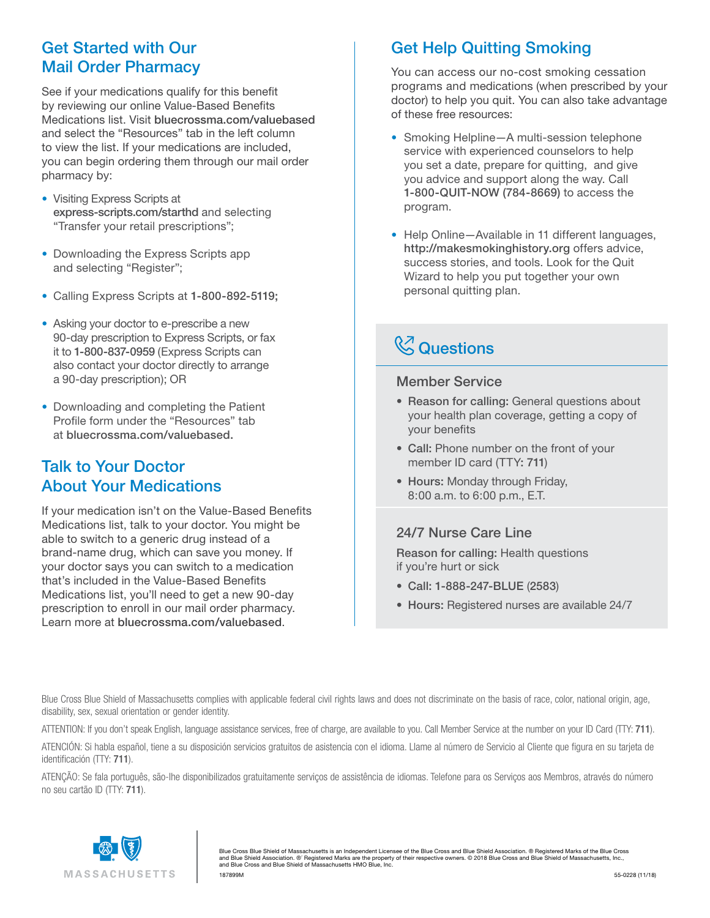## Get Started with Our Mail Order Pharmacy

See if your medications qualify for this benefit by reviewing our online Value-Based Benefits Medications list. Visit **bluecrossma.com/valuebased** and select the "Resources" tab in the left column to view the list. If your medications are included, you can begin ordering them through our mail order pharmacy by:

- Visiting Express Scripts at **express-scripts.com/starthd** and selecting "Transfer your retail prescriptions";
- Downloading the Express Scripts app and selecting "Register";
- Calling Express Scripts at **1-800-892-5119;**
- Asking your doctor to e-prescribe a new 90-day prescription to Express Scripts, or fax it to **1-800-837-0959** (Express Scripts can also contact your doctor directly to arrange a 90-day prescription); OR
- Downloading and completing the Patient Profile form under the "Resources" tab at **bluecrossma.com/valuebased.**

## Talk to Your Doctor About Your Medications

If your medication isn't on the Value-Based Benefits Medications list, talk to your doctor. You might be able to switch to a generic drug instead of a brand-name drug, which can save you money. If your doctor says you can switch to a medication that's included in the Value-Based Benefits Medications list, you'll need to get a new 90-day prescription to enroll in our mail order pharmacy. Learn more at **bluecrossma.com/valuebased**.

## Get Help Quitting Smoking

You can access our no-cost smoking cessation programs and medications (when prescribed by your doctor) to help you quit. You can also take advantage of these free resources:

- Smoking Helpline—A multi-session telephone service with experienced counselors to help you set a date, prepare for quitting, and give you advice and support along the way. Call **1-800-QUIT-NOW (784-8669)** to access the program.
- Help Online—Available in 11 different languages, **http://makesmokinghistory.org** offers advice, success stories, and tools. Look for the Quit Wizard to help you put together your own personal quitting plan.

## Questions

### Member Service

- **Reason for calling:** General questions about your health plan coverage, getting a copy of your benefits
- **Call:** Phone number on the front of your member ID card (TTY: **711**)
- **Hours:** Monday through Friday, 8:00 a.m. to 6:00 p.m., E.T.

### 24/7 Nurse Care Line

**Reason for calling:** Health questions if you're hurt or sick

- **Call: 1-888-247-BLUE** (2583)
- **Hours:** Registered nurses are available 24/7

Blue Cross Blue Shield of Massachusetts complies with applicable federal civil rights laws and does not discriminate on the basis of race, color, national origin, age, disability, sex, sexual orientation or gender identity.

ATTENTION: If you don't speak English, language assistance services, free of charge, are available to you. Call Member Service at the number on your ID Card (TTY: **711**).

ATENCIÓN: Si habla español, tiene a su disposición servicios gratuitos de asistencia con el idioma. Llame al número de Servicio al Cliente que figura en su tarjeta de identificación (TTY: **711**).

ATENÇÃO: Se fala português, são-lhe disponibilizados gratuitamente serviços de assistência de idiomas. Telefone para os Serviços aos Membros, através do número no seu cartão ID (TTY: **711**).

MASSACHUSETTS

Blue Cross Blue Shield of Massachusetts is an Independent Licensee of the Blue Cross and Blue Shield Association. ® Registered Marks of the Blue Cross and Blue Shield Association. ®' Registered Marks are the property of their respective owners. © 2018 Blue Cross and Blue Shield of Massachusetts, Inc., and Blue Cross and Blue Shield of Massachusetts HMO Blue, Inc.

187899M

55-0228 (11/18)